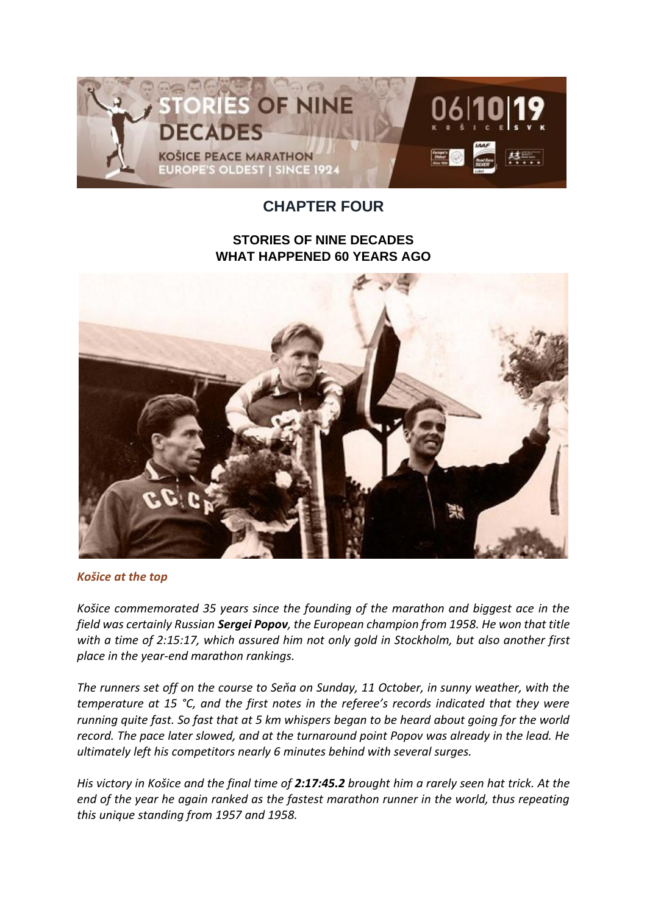## CHAPTER FOUR

### STORIES OF NINE DECADES
### WHAT HAPPENED 60 YEARS AGO

***Košice at the top***

*Košice commemorated 35 years since the founding of the marathon and biggest ace in the field was certainly Russian **Sergei Popov**, the European champion from 1958. He won that title with a time of 2:15:17, which assured him not only gold in Stockholm, but also another first place in the year-end marathon rankings.*

*The runners set off on the course to Seňa on Sunday, 11 October, in sunny weather, with the temperature at 15 °C, and the first notes in the referee's records indicated that they were running quite fast. So fast that at 5 km whispers began to be heard about going for the world record. The pace later slowed, and at the turnaround point Popov was already in the lead. He ultimately left his competitors nearly 6 minutes behind with several surges.*

*His victory in Košice and the final time of **2:17:45.2** brought him a rarely seen hat trick. At the end of the year he again ranked as the fastest marathon runner in the world, thus repeating this unique standing from 1957 and 1958.*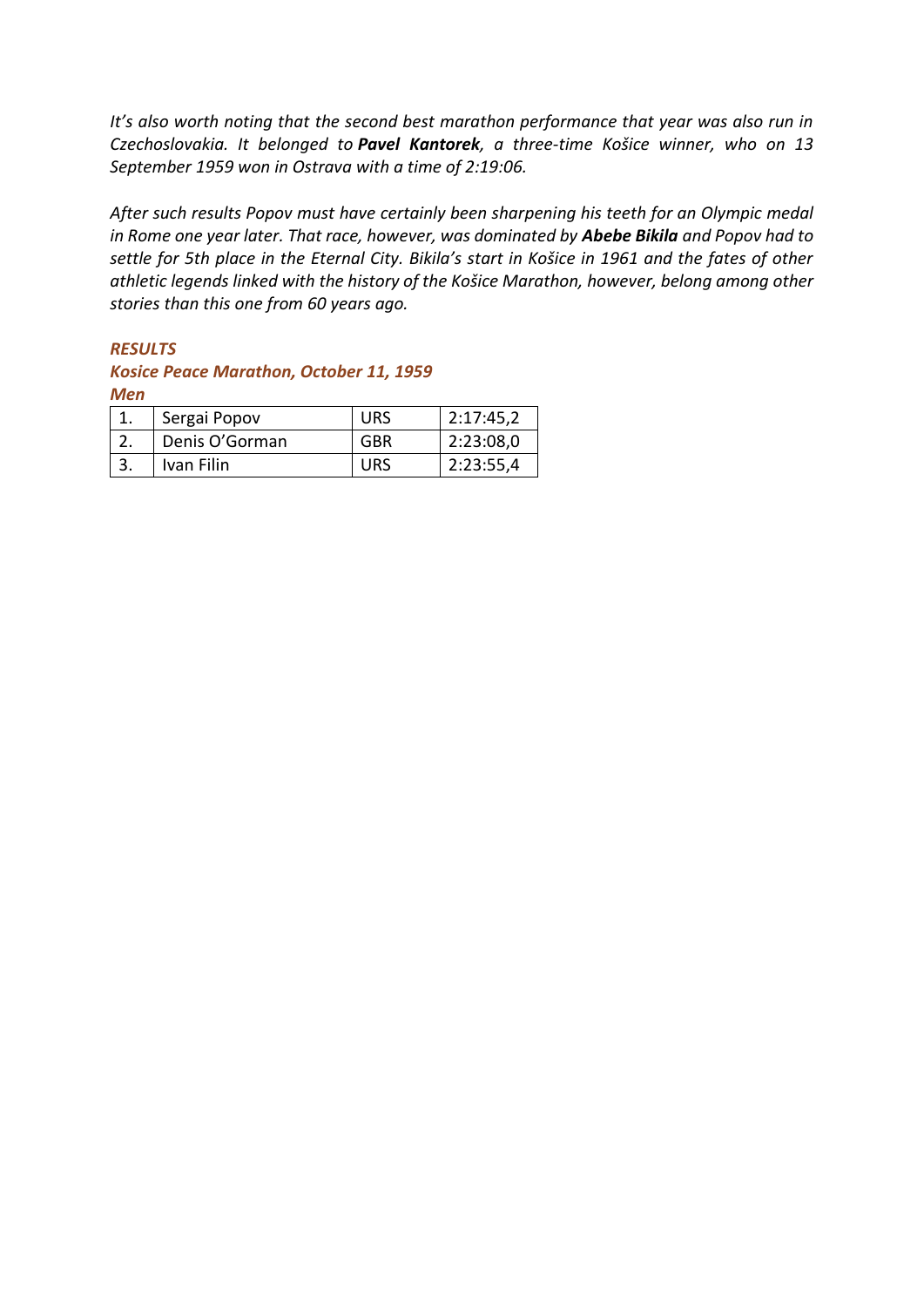*It's also worth noting that the second best marathon performance that year was also run in Czechoslovakia. It belonged to **Pavel Kantorek**, a three-time Košice winner, who on 13 September 1959 won in Ostrava with a time of 2:19:06.*

*After such results Popov must have certainly been sharpening his teeth for an Olympic medal in Rome one year later. That race, however, was dominated by **Abebe Bikila** and Popov had to settle for 5th place in the Eternal City. Bikila's start in Košice in 1961 and the fates of other athletic legends linked with the history of the Košice Marathon, however, belong among other stories than this one from 60 years ago.*

***RESULTS***

***Kosice Peace Marathon, October 11, 1959***

***Men***

| | | | |
|---|---|---|---|
| 1. | Sergai Popov | URS | 2:17:45,2 |
| 2. | Denis O'Gorman | GBR | 2:23:08,0 |
| 3. | Ivan Filin | URS | 2:23:55,4 |